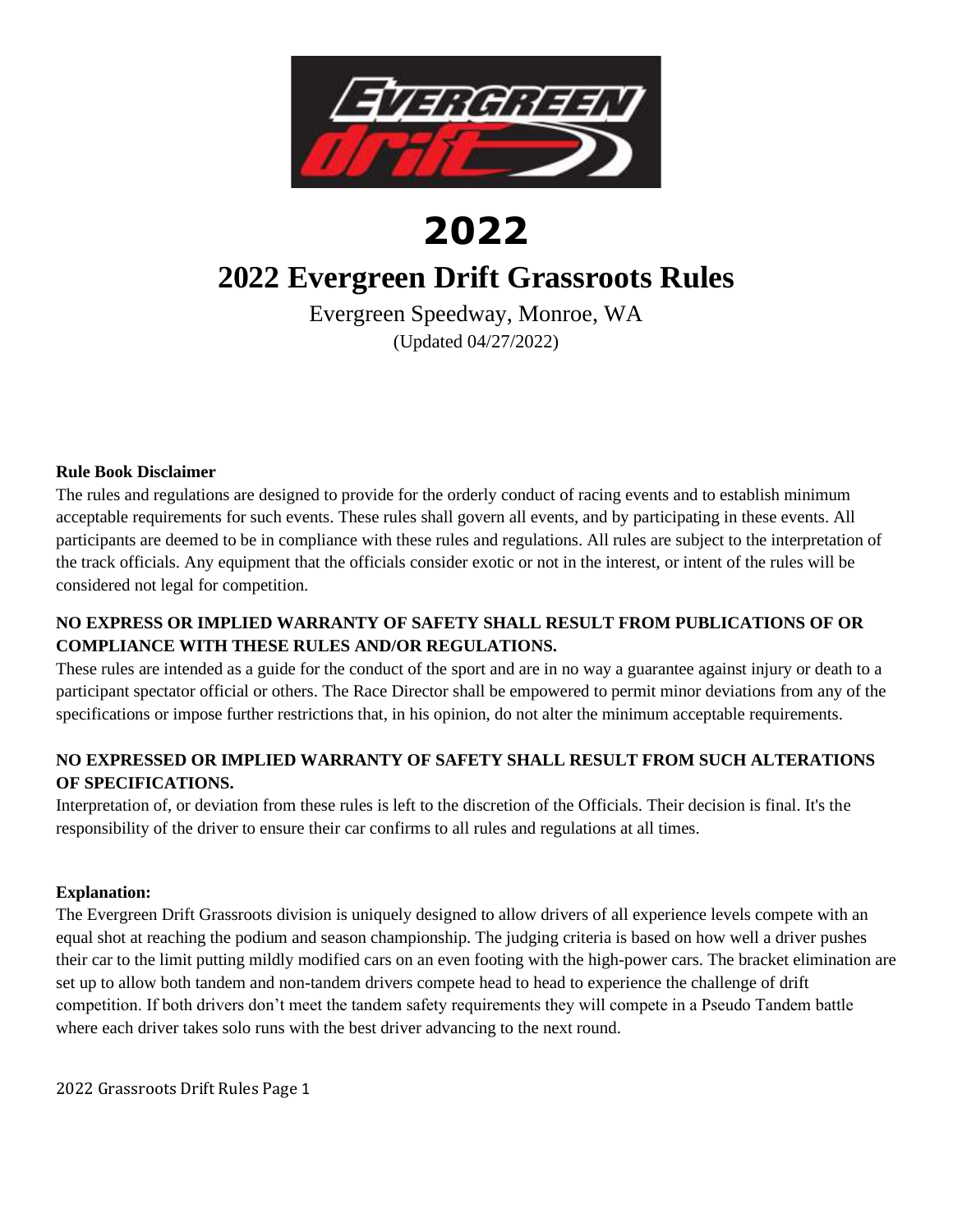# 2022

# 2022 Evergreen Drift Grassroots Rules

Evergreen Speedway, Monroe, WA

(Updated 04/27/2022)

**Rule Book Disclaimer**

The rules and regulations are designed to provide for the orderly conduct of racing events and to establish minimum acceptable requirements for such events. These rules shall govern all events, and by participating in these events. All participants are deemed to be in compliance with these rules and regulations. All rules are subject to the interpretation of the track officials. Any equipment that the officials consider exotic or not in the interest, or intent of the rules will be considered not legal for competition.

**NO EXPRESS OR IMPLIED WARRANTY OF SAFETY SHALL RESULT FROM PUBLICATIONS OF OR COMPLIANCE WITH THESE RULES AND/OR REGULATIONS.**

These rules are intended as a guide for the conduct of the sport and are in no way a guarantee against injury or death to a participant spectator official or others. The Race Director shall be empowered to permit minor deviations from any of the specifications or impose further restrictions that, in his opinion, do not alter the minimum acceptable requirements.

**NO EXPRESSED OR IMPLIED WARRANTY OF SAFETY SHALL RESULT FROM SUCH ALTERATIONS OF SPECIFICATIONS.**

Interpretation of, or deviation from these rules is left to the discretion of the Officials. Their decision is final. It's the responsibility of the driver to ensure their car confirms to all rules and regulations at all times.

**Explanation:**

The Evergreen Drift Grassroots division is uniquely designed to allow drivers of all experience levels compete with an equal shot at reaching the podium and season championship. The judging criteria is based on how well a driver pushes their car to the limit putting mildly modified cars on an even footing with the high-power cars. The bracket elimination are set up to allow both tandem and non-tandem drivers compete head to head to experience the challenge of drift competition. If both drivers don't meet the tandem safety requirements they will compete in a Pseudo Tandem battle where each driver takes solo runs with the best driver advancing to the next round.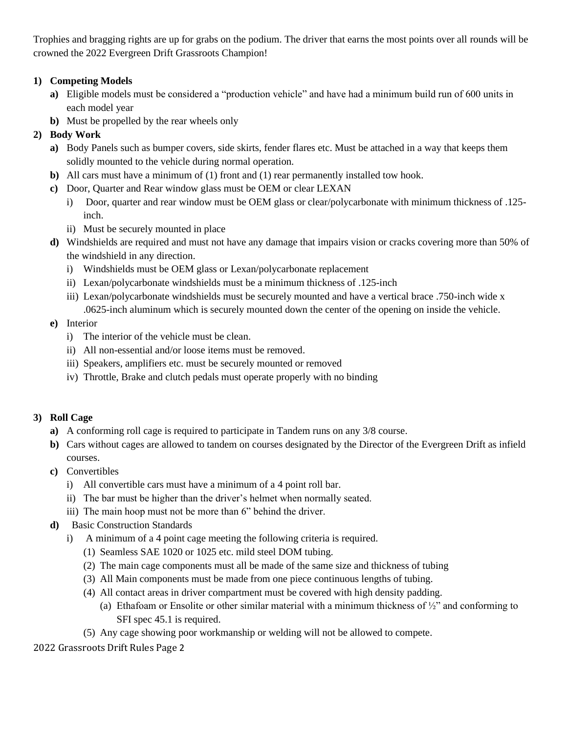Trophies and bragging rights are up for grabs on the podium. The driver that earns the most points over all rounds will be crowned the 2022 Evergreen Drift Grassroots Champion!

1) **Competing Models**
   a) Eligible models must be considered a "production vehicle" and have had a minimum build run of 600 units in each model year
   b) Must be propelled by the rear wheels only
2) **Body Work**
   a) Body Panels such as bumper covers, side skirts, fender flares etc. Must be attached in a way that keeps them solidly mounted to the vehicle during normal operation.
   b) All cars must have a minimum of (1) front and (1) rear permanently installed tow hook.
   c) Door, Quarter and Rear window glass must be OEM or clear LEXAN
      i) Door, quarter and rear window must be OEM glass or clear/polycarbonate with minimum thickness of .125-inch.
      ii) Must be securely mounted in place
   d) Windshields are required and must not have any damage that impairs vision or cracks covering more than 50% of the windshield in any direction.
      i) Windshields must be OEM glass or Lexan/polycarbonate replacement
      ii) Lexan/polycarbonate windshields must be a minimum thickness of .125-inch
      iii) Lexan/polycarbonate windshields must be securely mounted and have a vertical brace .750-inch wide x .0625-inch aluminum which is securely mounted down the center of the opening on inside the vehicle.
   e) Interior
      i) The interior of the vehicle must be clean.
      ii) All non-essential and/or loose items must be removed.
      iii) Speakers, amplifiers etc. must be securely mounted or removed
      iv) Throttle, Brake and clutch pedals must operate properly with no binding

3) **Roll Cage**
   a) A conforming roll cage is required to participate in Tandem runs on any 3/8 course.
   b) Cars without cages are allowed to tandem on courses designated by the Director of the Evergreen Drift as infield courses.
   c) Convertibles
      i) All convertible cars must have a minimum of a 4 point roll bar.
      ii) The bar must be higher than the driver's helmet when normally seated.
      iii) The main hoop must not be more than 6" behind the driver.
   d) Basic Construction Standards
      i) A minimum of a 4 point cage meeting the following criteria is required.
         (1) Seamless SAE 1020 or 1025 etc. mild steel DOM tubing.
         (2) The main cage components must all be made of the same size and thickness of tubing
         (3) All Main components must be made from one piece continuous lengths of tubing.
         (4) All contact areas in driver compartment must be covered with high density padding.
            (a) Ethafoam or Ensolite or other similar material with a minimum thickness of ½" and conforming to SFI spec 45.1 is required.
         (5) Any cage showing poor workmanship or welding will not be allowed to compete.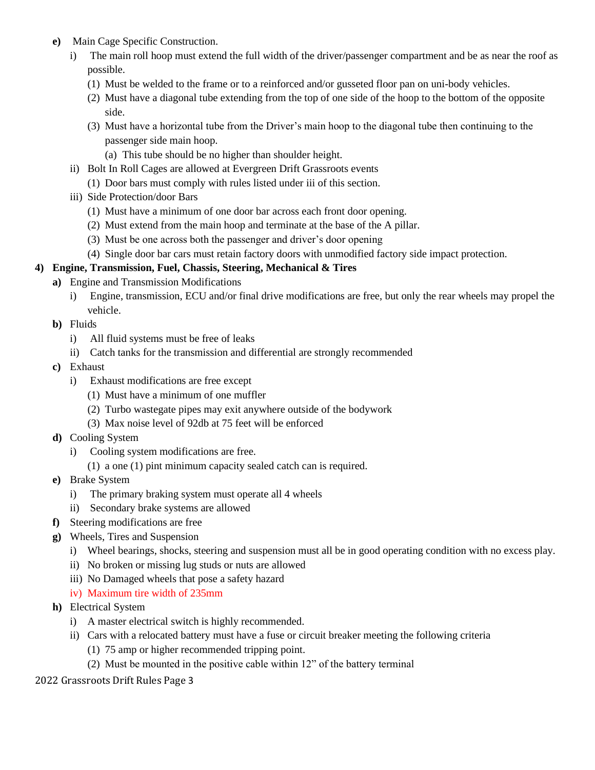- **e)** Main Cage Specific Construction.
  - i) The main roll hoop must extend the full width of the driver/passenger compartment and be as near the roof as possible.
    - (1) Must be welded to the frame or to a reinforced and/or gusseted floor pan on uni-body vehicles.
    - (2) Must have a diagonal tube extending from the top of one side of the hoop to the bottom of the opposite side.
    - (3) Must have a horizontal tube from the Driver's main hoop to the diagonal tube then continuing to the passenger side main hoop.
      - (a) This tube should be no higher than shoulder height.
  - ii) Bolt In Roll Cages are allowed at Evergreen Drift Grassroots events
    - (1) Door bars must comply with rules listed under iii of this section.
  - iii) Side Protection/door Bars
    - (1) Must have a minimum of one door bar across each front door opening.
    - (2) Must extend from the main hoop and terminate at the base of the A pillar.
    - (3) Must be one across both the passenger and driver's door opening
    - (4) Single door bar cars must retain factory doors with unmodified factory side impact protection.

**4) Engine, Transmission, Fuel, Chassis, Steering, Mechanical & Tires**

- **a)** Engine and Transmission Modifications
  - i) Engine, transmission, ECU and/or final drive modifications are free, but only the rear wheels may propel the vehicle.
- **b)** Fluids
  - i) All fluid systems must be free of leaks
  - ii) Catch tanks for the transmission and differential are strongly recommended
- **c)** Exhaust
  - i) Exhaust modifications are free except
    - (1) Must have a minimum of one muffler
    - (2) Turbo wastegate pipes may exit anywhere outside of the bodywork
    - (3) Max noise level of 92db at 75 feet will be enforced
- **d)** Cooling System
  - i) Cooling system modifications are free.
    - (1) a one (1) pint minimum capacity sealed catch can is required.
- **e)** Brake System
  - i) The primary braking system must operate all 4 wheels
  - ii) Secondary brake systems are allowed
- **f)** Steering modifications are free
- **g)** Wheels, Tires and Suspension
  - i) Wheel bearings, shocks, steering and suspension must all be in good operating condition with no excess play.
  - ii) No broken or missing lug studs or nuts are allowed
  - iii) No Damaged wheels that pose a safety hazard
  - iv) Maximum tire width of 235mm
- **h)** Electrical System
  - i) A master electrical switch is highly recommended.
  - ii) Cars with a relocated battery must have a fuse or circuit breaker meeting the following criteria
    - (1) 75 amp or higher recommended tripping point.
    - (2) Must be mounted in the positive cable within 12" of the battery terminal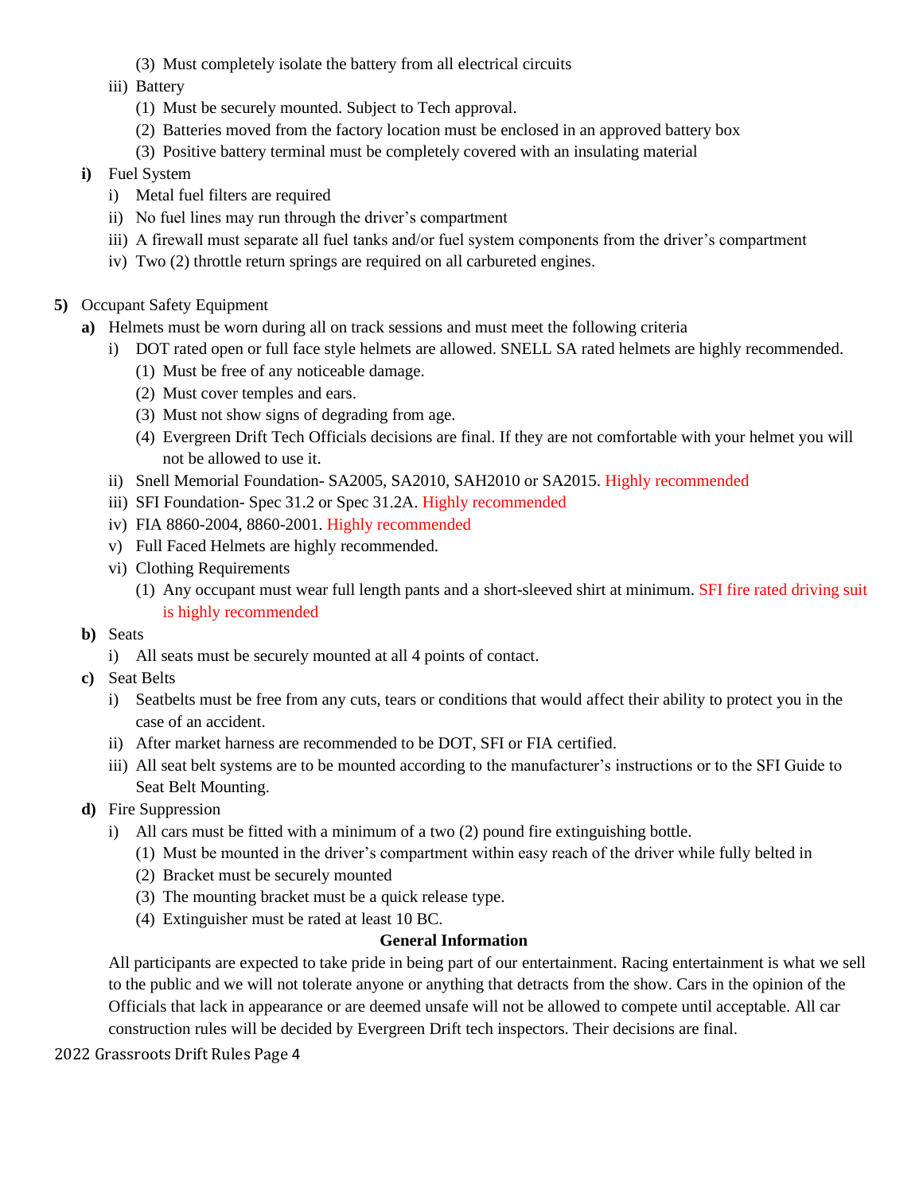(3) Must completely isolate the battery from all electrical circuits

iii) Battery

(1) Must be securely mounted. Subject to Tech approval.

(2) Batteries moved from the factory location must be enclosed in an approved battery box

(3) Positive battery terminal must be completely covered with an insulating material

**i)** Fuel System

i) Metal fuel filters are required

ii) No fuel lines may run through the driver's compartment

iii) A firewall must separate all fuel tanks and/or fuel system components from the driver's compartment

iv) Two (2) throttle return springs are required on all carbureted engines.

**5)** Occupant Safety Equipment

**a)** Helmets must be worn during all on track sessions and must meet the following criteria

i) DOT rated open or full face style helmets are allowed. SNELL SA rated helmets are highly recommended.

(1) Must be free of any noticeable damage.

(2) Must cover temples and ears.

(3) Must not show signs of degrading from age.

(4) Evergreen Drift Tech Officials decisions are final. If they are not comfortable with your helmet you will not be allowed to use it.

ii) Snell Memorial Foundation- SA2005, SA2010, SAH2010 or SA2015. Highly recommended

iii) SFI Foundation- Spec 31.2 or Spec 31.2A. Highly recommended

iv) FIA 8860-2004, 8860-2001. Highly recommended

v) Full Faced Helmets are highly recommended.

vi) Clothing Requirements

(1) Any occupant must wear full length pants and a short-sleeved shirt at minimum. SFI fire rated driving suit is highly recommended

**b)** Seats

i) All seats must be securely mounted at all 4 points of contact.

**c)** Seat Belts

i) Seatbelts must be free from any cuts, tears or conditions that would affect their ability to protect you in the case of an accident.

ii) After market harness are recommended to be DOT, SFI or FIA certified.

iii) All seat belt systems are to be mounted according to the manufacturer's instructions or to the SFI Guide to Seat Belt Mounting.

**d)** Fire Suppression

i) All cars must be fitted with a minimum of a two (2) pound fire extinguishing bottle.

(1) Must be mounted in the driver's compartment within easy reach of the driver while fully belted in

(2) Bracket must be securely mounted

(3) The mounting bracket must be a quick release type.

(4) Extinguisher must be rated at least 10 BC.

**General Information**

All participants are expected to take pride in being part of our entertainment. Racing entertainment is what we sell to the public and we will not tolerate anyone or anything that detracts from the show. Cars in the opinion of the Officials that lack in appearance or are deemed unsafe will not be allowed to compete until acceptable. All car construction rules will be decided by Evergreen Drift tech inspectors. Their decisions are final.